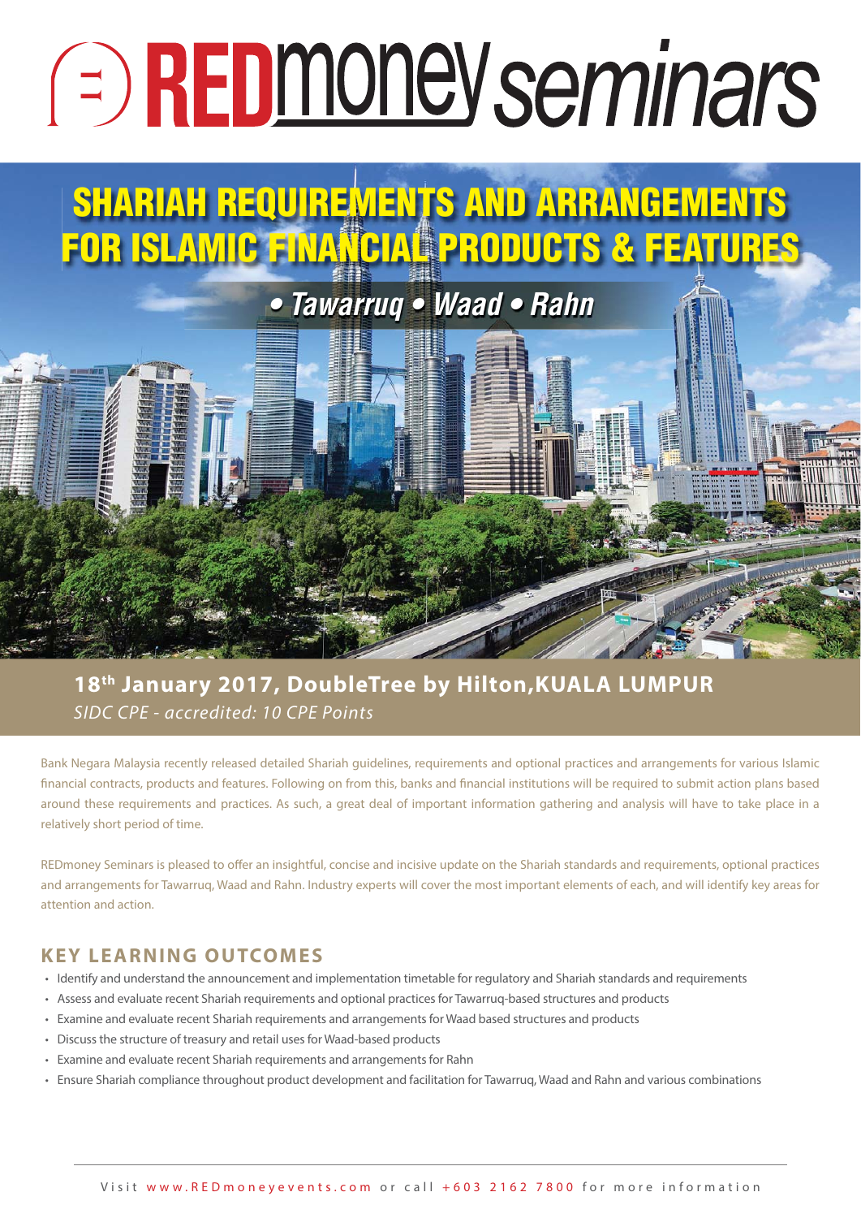# REDmoney seminars

# SHARIAH REQUIREMENTS AND ARRANGEMENTS FOR ISLAMIC FINANCIAL PRODUCTS & FEATURES

## • Tawarruq • Waad • Rahn

**18th January 2017, DoubleTree by Hilton, KUALA LUMPUR**

*SIDC CPE - accredited: 10 CPE Points*

Bank Negara Malaysia recently released detailed Shariah guidelines, requirements and optional practices and arrangements for various Islamic financial contracts, products and features. Following on from this, banks and financial institutions will be required to submit action plans based around these requirements and practices. As such, a great deal of important information gathering and analysis will have to take place in a relatively short period of time.

REDmoney Seminars is pleased to offer an insightful, concise and incisive update on the Shariah standards and requirements, optional practices and arrangements for Tawarruq, Waad and Rahn. Industry experts will cover the most important elements of each, and will identify key areas for attention and action.

## KEY LEARNING OUTCOMES

- Identify and understand the announcement and implementation timetable for regulatory and Shariah standards and requirements
- Assess and evaluate recent Shariah requirements and optional practices for Tawarruq-based structures and products
- Examine and evaluate recent Shariah requirements and arrangements for Waad based structures and products
- Discuss the structure of treasury and retail uses for Waad-based products
- Examine and evaluate recent Shariah requirements and arrangements for Rahn
- Ensure Shariah compliance throughout product development and facilitation for Tawarruq, Waad and Rahn and various combinations

Visit www.REDmoneyevents.com or call +603 2162 7800 for more information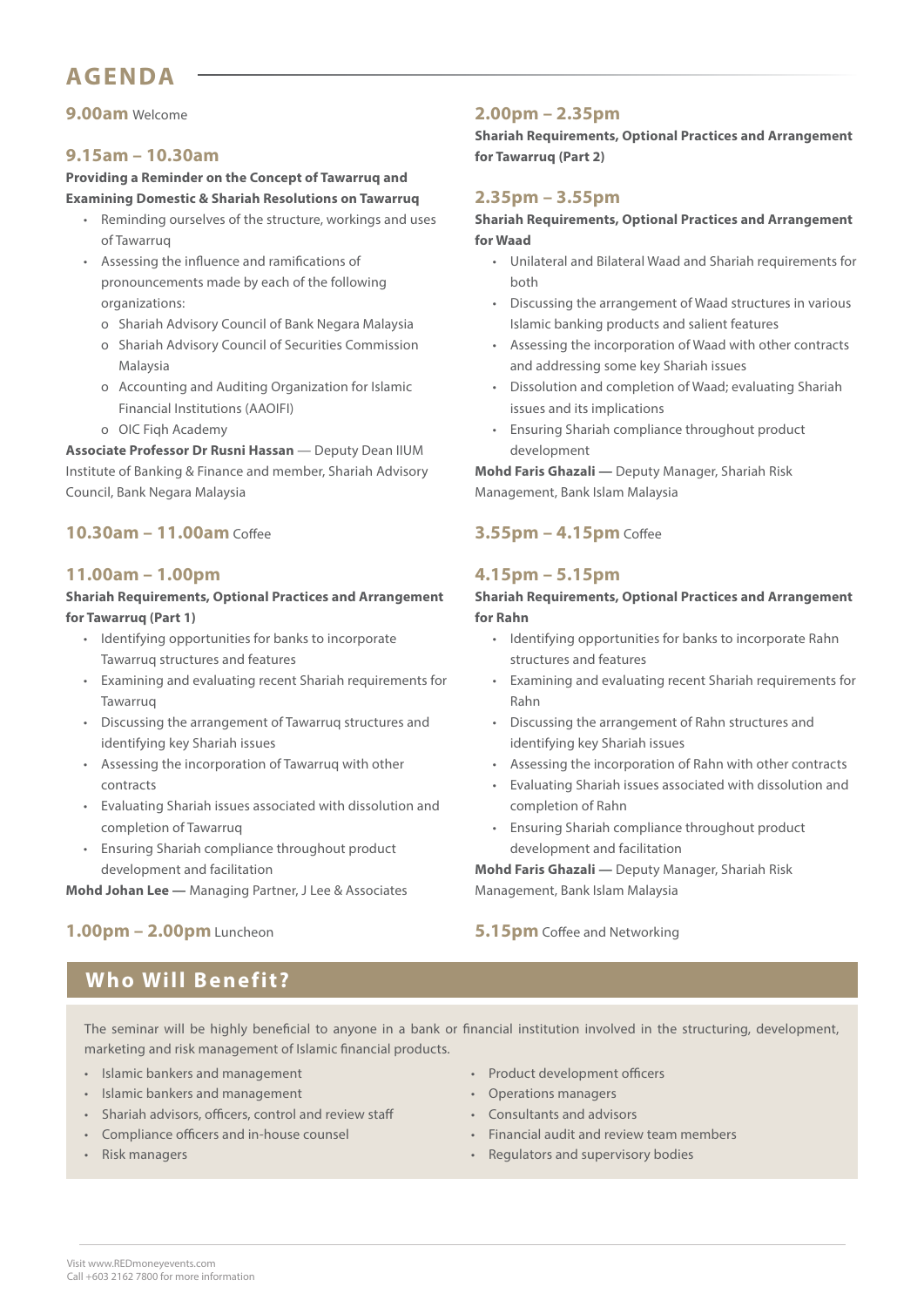# AGENDA

**9.00am** Welcome

### 9.15am – 10.30am

**Providing a Reminder on the Concept of Tawarruq and Examining Domestic & Shariah Resolutions on Tawarruq**

- Reminding ourselves of the structure, workings and uses of Tawarruq
- Assessing the influence and ramifications of pronouncements made by each of the following organizations:
  - Shariah Advisory Council of Bank Negara Malaysia
  - Shariah Advisory Council of Securities Commission Malaysia
  - Accounting and Auditing Organization for Islamic Financial Institutions (AAOIFI)
  - OIC Fiqh Academy

**Associate Professor Dr Rusni Hassan** — Deputy Dean IIUM Institute of Banking & Finance and member, Shariah Advisory Council, Bank Negara Malaysia

**10.30am – 11.00am** Coffee

### 11.00am – 1.00pm

**Shariah Requirements, Optional Practices and Arrangement for Tawarruq (Part 1)**

- Identifying opportunities for banks to incorporate Tawarruq structures and features
- Examining and evaluating recent Shariah requirements for Tawarruq
- Discussing the arrangement of Tawarruq structures and identifying key Shariah issues
- Assessing the incorporation of Tawarruq with other contracts
- Evaluating Shariah issues associated with dissolution and completion of Tawarruq
- Ensuring Shariah compliance throughout product development and facilitation

**Mohd Johan Lee —** Managing Partner, J Lee & Associates

**1.00pm – 2.00pm** Luncheon

### 2.00pm – 2.35pm

**Shariah Requirements, Optional Practices and Arrangement for Tawarruq (Part 2)**

### 2.35pm – 3.55pm

**Shariah Requirements, Optional Practices and Arrangement for Waad**

- Unilateral and Bilateral Waad and Shariah requirements for both
- Discussing the arrangement of Waad structures in various Islamic banking products and salient features
- Assessing the incorporation of Waad with other contracts and addressing some key Shariah issues
- Dissolution and completion of Waad; evaluating Shariah issues and its implications
- Ensuring Shariah compliance throughout product development

**Mohd Faris Ghazali —** Deputy Manager, Shariah Risk Management, Bank Islam Malaysia

**3.55pm – 4.15pm** Coffee

### 4.15pm – 5.15pm

**Shariah Requirements, Optional Practices and Arrangement for Rahn**

- Identifying opportunities for banks to incorporate Rahn structures and features
- Examining and evaluating recent Shariah requirements for Rahn
- Discussing the arrangement of Rahn structures and identifying key Shariah issues
- Assessing the incorporation of Rahn with other contracts
- Evaluating Shariah issues associated with dissolution and completion of Rahn
- Ensuring Shariah compliance throughout product development and facilitation

**Mohd Faris Ghazali —** Deputy Manager, Shariah Risk Management, Bank Islam Malaysia

**5.15pm** Coffee and Networking

## Who Will Benefit?

The seminar will be highly beneficial to anyone in a bank or financial institution involved in the structuring, development, marketing and risk management of Islamic financial products.

- Islamic bankers and management
- Islamic bankers and management
- Shariah advisors, officers, control and review staff
- Compliance officers and in-house counsel
- Risk managers
- Product development officers
- Operations managers
- Consultants and advisors
- Financial audit and review team members
- Regulators and supervisory bodies

Visit www.REDmoneyevents.com
Call +603 2162 7800 for more information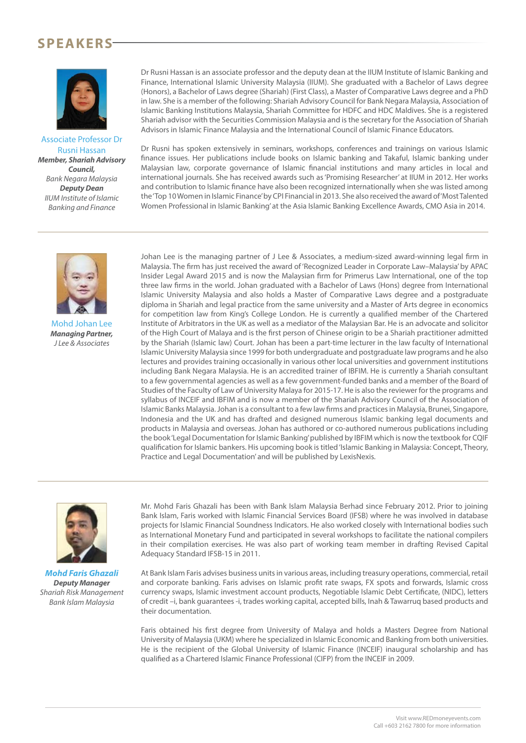# SPEAKERS

**Associate Professor Dr Rusni Hassan**
***Member, Shariah Advisory Council,***
*Bank Negara Malaysia*
***Deputy Dean***
*IIUM Institute of Islamic Banking and Finance*

Dr Rusni Hassan is an associate professor and the deputy dean at the IIUM Institute of Islamic Banking and Finance, International Islamic University Malaysia (IIUM). She graduated with a Bachelor of Laws degree (Honors), a Bachelor of Laws degree (Shariah) (First Class), a Master of Comparative Laws degree and a PhD in law. She is a member of the following: Shariah Advisory Council for Bank Negara Malaysia, Association of Islamic Banking Institutions Malaysia, Shariah Committee for HDFC and HDC Maldives. She is a registered Shariah advisor with the Securities Commission Malaysia and is the secretary for the Association of Shariah Advisors in Islamic Finance Malaysia and the International Council of Islamic Finance Educators.

Dr Rusni has spoken extensively in seminars, workshops, conferences and trainings on various Islamic finance issues. Her publications include books on Islamic banking and Takaful, Islamic banking under Malaysian law, corporate governance of Islamic financial institutions and many articles in local and international journals. She has received awards such as 'Promising Researcher' at IIUM in 2012. Her works and contribution to Islamic finance have also been recognized internationally when she was listed among the 'Top 10 Women in Islamic Finance' by CPI Financial in 2013. She also received the award of 'Most Talented Women Professional in Islamic Banking' at the Asia Islamic Banking Excellence Awards, CMO Asia in 2014.

---

**Mohd Johan Lee**
***Managing Partner,***
*J Lee & Associates*

Johan Lee is the managing partner of J Lee & Associates, a medium-sized award-winning legal firm in Malaysia. The firm has just received the award of 'Recognized Leader in Corporate Law–Malaysia' by APAC Insider Legal Award 2015 and is now the Malaysian firm for Primerus Law International, one of the top three law firms in the world. Johan graduated with a Bachelor of Laws (Hons) degree from International Islamic University Malaysia and also holds a Master of Comparative Laws degree and a postgraduate diploma in Shariah and legal practice from the same university and a Master of Arts degree in economics for competition law from King's College London. He is currently a qualified member of the Chartered Institute of Arbitrators in the UK as well as a mediator of the Malaysian Bar. He is an advocate and solicitor of the High Court of Malaya and is the first person of Chinese origin to be a Shariah practitioner admitted by the Shariah (Islamic law) Court. Johan has been a part-time lecturer in the law faculty of International Islamic University Malaysia since 1999 for both undergraduate and postgraduate law programs and he also lectures and provides training occasionally in various other local universities and government institutions including Bank Negara Malaysia. He is an accredited trainer of IBFIM. He is currently a Shariah consultant to a few governmental agencies as well as a few government-funded banks and a member of the Board of Studies of the Faculty of Law of University Malaya for 2015-17. He is also the reviewer for the programs and syllabus of INCEIF and IBFIM and is now a member of the Shariah Advisory Council of the Association of Islamic Banks Malaysia. Johan is a consultant to a few law firms and practices in Malaysia, Brunei, Singapore, Indonesia and the UK and has drafted and designed numerous Islamic banking legal documents and products in Malaysia and overseas. Johan has authored or co-authored numerous publications including the book 'Legal Documentation for Islamic Banking' published by IBFIM which is now the textbook for CQIF qualification for Islamic bankers. His upcoming book is titled 'Islamic Banking in Malaysia: Concept, Theory, Practice and Legal Documentation' and will be published by LexisNexis.

---

***Mohd Faris Ghazali***
***Deputy Manager***
*Shariah Risk Management*
*Bank Islam Malaysia*

Mr. Mohd Faris Ghazali has been with Bank Islam Malaysia Berhad since February 2012. Prior to joining Bank Islam, Faris worked with Islamic Financial Services Board (IFSB) where he was involved in database projects for Islamic Financial Soundness Indicators. He also worked closely with International bodies such as International Monetary Fund and participated in several workshops to facilitate the national compilers in their compilation exercises. He was also part of working team member in drafting Revised Capital Adequacy Standard IFSB-15 in 2011.

At Bank Islam Faris advises business units in various areas, including treasury operations, commercial, retail and corporate banking. Faris advises on Islamic profit rate swaps, FX spots and forwards, Islamic cross currency swaps, Islamic investment account products, Negotiable Islamic Debt Certificate, (NIDC), letters of credit –i, bank guarantees -i, trades working capital, accepted bills, Inah & Tawarruq based products and their documentation.

Faris obtained his first degree from University of Malaya and holds a Masters Degree from National University of Malaysia (UKM) where he specialized in Islamic Economic and Banking from both universities. He is the recipient of the Global University of Islamic Finance (INCEIF) inaugural scholarship and has qualified as a Chartered Islamic Finance Professional (CIFP) from the INCEIF in 2009.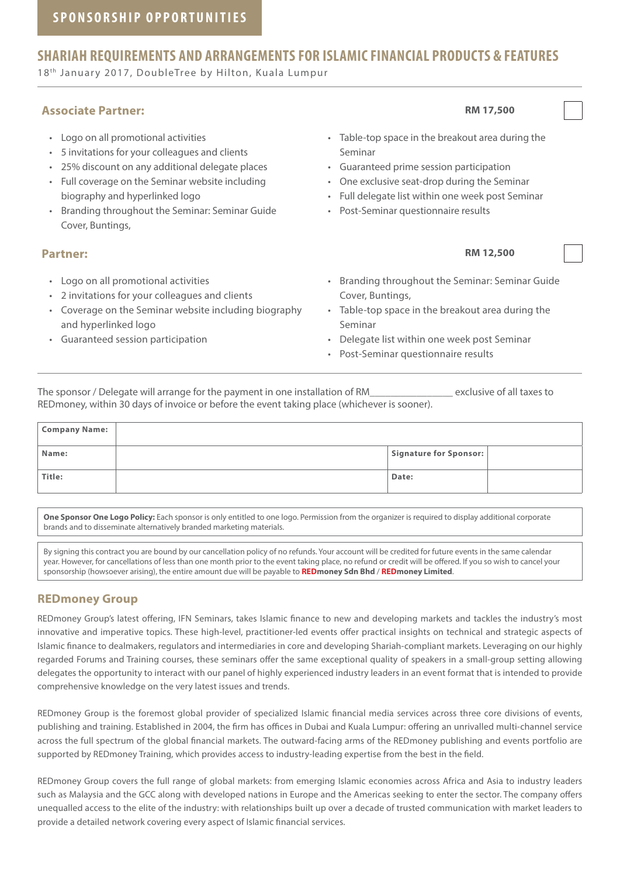## SPONSORSHIP OPPORTUNITIES

# SHARIAH REQUIREMENTS AND ARRANGEMENTS FOR ISLAMIC FINANCIAL PRODUCTS & FEATURES

18th January 2017, DoubleTree by Hilton, Kuala Lumpur

### Associate Partner: RM 17,500

- Logo on all promotional activities
- 5 invitations for your colleagues and clients
- 25% discount on any additional delegate places
- Full coverage on the Seminar website including biography and hyperlinked logo
- Branding throughout the Seminar: Seminar Guide Cover, Buntings,
- Table-top space in the breakout area during the Seminar
- Guaranteed prime session participation
- One exclusive seat-drop during the Seminar
- Full delegate list within one week post Seminar
- Post-Seminar questionnaire results

### Partner: RM 12,500

- Logo on all promotional activities
- 2 invitations for your colleagues and clients
- Coverage on the Seminar website including biography and hyperlinked logo
- Guaranteed session participation
- Branding throughout the Seminar: Seminar Guide Cover, Buntings,
- Table-top space in the breakout area during the Seminar
- Delegate list within one week post Seminar
- Post-Seminar questionnaire results

The sponsor / Delegate will arrange for the payment in one installation of RM________________ exclusive of all taxes to REDmoney, within 30 days of invoice or before the event taking place (whichever is sooner).

| **Company Name:** | | | |
|---|---|---|---|
| **Name:** | | **Signature for Sponsor:** | |
| **Title:** | | **Date:** | |

**One Sponsor One Logo Policy:** Each sponsor is only entitled to one logo. Permission from the organizer is required to display additional corporate brands and to disseminate alternatively branded marketing materials.

By signing this contract you are bound by our cancellation policy of no refunds. Your account will be credited for future events in the same calendar year. However, for cancellations of less than one month prior to the event taking place, no refund or credit will be offered. If you so wish to cancel your sponsorship (howsoever arising), the entire amount due will be payable to **REDmoney Sdn Bhd** / **REDmoney Limited**.

## REDmoney Group

REDmoney Group's latest offering, IFN Seminars, takes Islamic finance to new and developing markets and tackles the industry's most innovative and imperative topics. These high-level, practitioner-led events offer practical insights on technical and strategic aspects of Islamic finance to dealmakers, regulators and intermediaries in core and developing Shariah-compliant markets. Leveraging on our highly regarded Forums and Training courses, these seminars offer the same exceptional quality of speakers in a small-group setting allowing delegates the opportunity to interact with our panel of highly experienced industry leaders in an event format that is intended to provide comprehensive knowledge on the very latest issues and trends.

REDmoney Group is the foremost global provider of specialized Islamic financial media services across three core divisions of events, publishing and training. Established in 2004, the firm has offices in Dubai and Kuala Lumpur: offering an unrivalled multi-channel service across the full spectrum of the global financial markets. The outward-facing arms of the REDmoney publishing and events portfolio are supported by REDmoney Training, which provides access to industry-leading expertise from the best in the field.

REDmoney Group covers the full range of global markets: from emerging Islamic economies across Africa and Asia to industry leaders such as Malaysia and the GCC along with developed nations in Europe and the Americas seeking to enter the sector. The company offers unequalled access to the elite of the industry: with relationships built up over a decade of trusted communication with market leaders to provide a detailed network covering every aspect of Islamic financial services.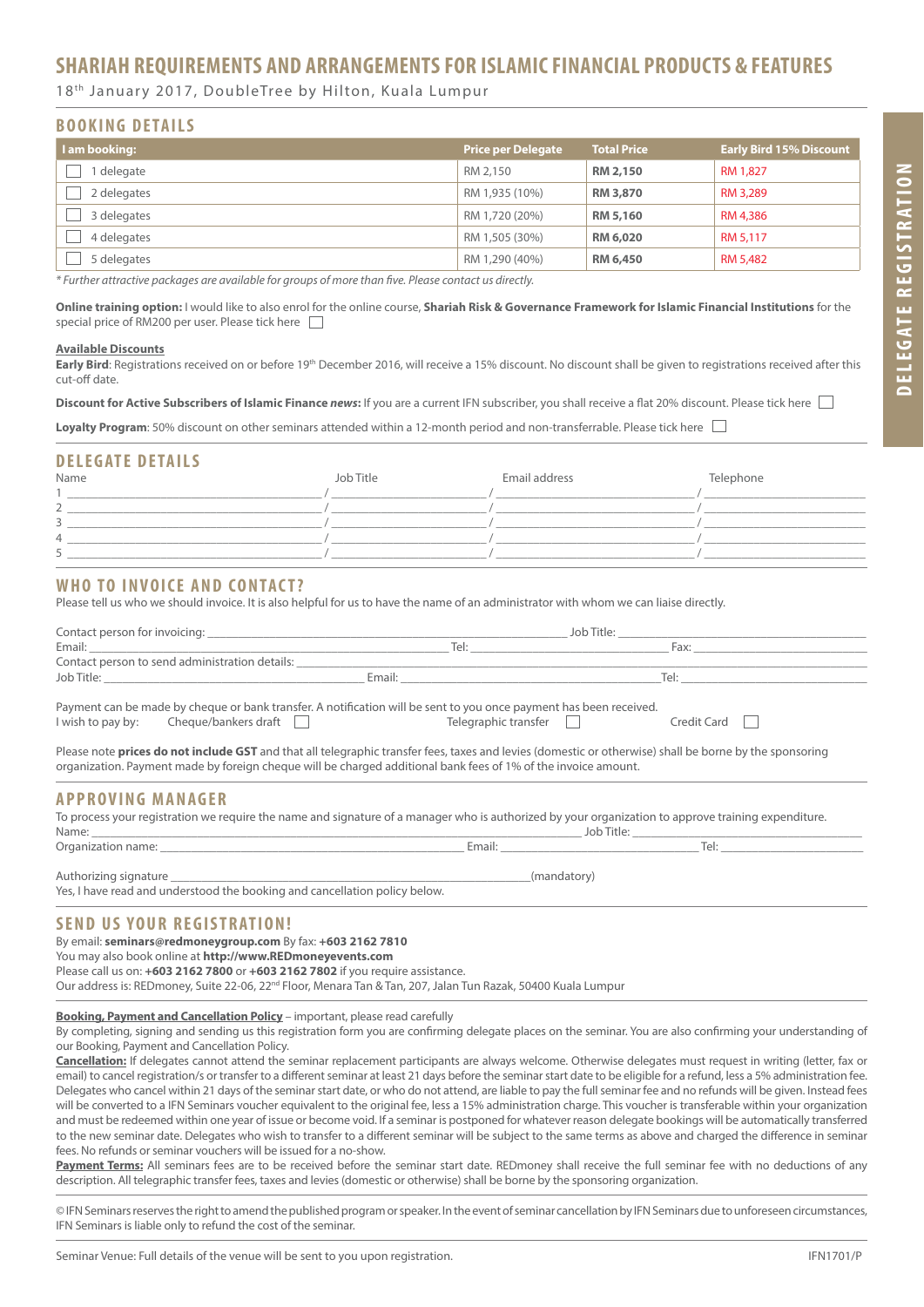# SHARIAH REQUIREMENTS AND ARRANGEMENTS FOR ISLAMIC FINANCIAL PRODUCTS & FEATURES

18th January 2017, DoubleTree by Hilton, Kuala Lumpur

DELEGATE REGISTRATION

## BOOKING DETAILS

| I am booking: | Price per Delegate | Total Price | Early Bird 15% Discount |
|---|---|---|---|
| ☐ 1 delegate | RM 2,150 | **RM 2,150** | RM 1,827 |
| ☐ 2 delegates | RM 1,935 (10%) | **RM 3,870** | RM 3,289 |
| ☐ 3 delegates | RM 1,720 (20%) | **RM 5,160** | RM 4,386 |
| ☐ 4 delegates | RM 1,505 (30%) | **RM 6,020** | RM 5,117 |
| ☐ 5 delegates | RM 1,290 (40%) | **RM 6,450** | RM 5,482 |

*\* Further attractive packages are available for groups of more than five. Please contact us directly.*

**Online training option:** I would like to also enrol for the online course, **Shariah Risk & Governance Framework for Islamic Financial Institutions** for the special price of RM200 per user. Please tick here ☐

**Available Discounts**

**Early Bird**: Registrations received on or before 19th December 2016, will receive a 15% discount. No discount shall be given to registrations received after this cut-off date.

**Discount for Active Subscribers of Islamic Finance *news*:** If you are a current IFN subscriber, you shall receive a flat 20% discount. Please tick here ☐

**Loyalty Program**: 50% discount on other seminars attended within a 12-month period and non-transferrable. Please tick here ☐

## DELEGATE DETAILS

| | Name | Job Title | Email address | Telephone |
|---|---|---|---|---|
| 1 | | | | |
| 2 | | | | |
| 3 | | | | |
| 4 | | | | |
| 5 | | | | |

## WHO TO INVOICE AND CONTACT?

Please tell us who we should invoice. It is also helpful for us to have the name of an administrator with whom we can liaise directly.

Contact person for invoicing: ______________________ Job Title: ______________________

Email: ______________________ Tel: ______________________ Fax: ______________________

Contact person to send administration details: ______________________

Job Title: ______________________ Email: ______________________ Tel: ______________________

Payment can be made by cheque or bank transfer. A notification will be sent to you once payment has been received.

I wish to pay by: Cheque/bankers draft ☐ Telegraphic transfer ☐ Credit Card ☐

Please note **prices do not include GST** and that all telegraphic transfer fees, taxes and levies (domestic or otherwise) shall be borne by the sponsoring organization. Payment made by foreign cheque will be charged additional bank fees of 1% of the invoice amount.

## APPROVING MANAGER

To process your registration we require the name and signature of a manager who is authorized by your organization to approve training expenditure.

Name: ______________________ Job Title: ______________________

Organization name: ______________________ Email: ______________________ Tel: ______________________

Authorizing signature ______________________ (mandatory)

Yes, I have read and understood the booking and cancellation policy below.

## SEND US YOUR REGISTRATION!

By email: **seminars@redmoneygroup.com** By fax: **+603 2162 7810**

You may also book online at **http://www.REDmoneyevents.com**

Please call us on: **+603 2162 7800** or **+603 2162 7802** if you require assistance.

Our address is: REDmoney, Suite 22-06, 22nd Floor, Menara Tan & Tan, 207, Jalan Tun Razak, 50400 Kuala Lumpur

**Booking, Payment and Cancellation Policy** – important, please read carefully

By completing, signing and sending us this registration form you are confirming delegate places on the seminar. You are also confirming your understanding of our Booking, Payment and Cancellation Policy.

**Cancellation:** If delegates cannot attend the seminar replacement participants are always welcome. Otherwise delegates must request in writing (letter, fax or email) to cancel registration/s or transfer to a different seminar at least 21 days before the seminar start date to be eligible for a refund, less a 5% administration fee. Delegates who cancel within 21 days of the seminar start date, or who do not attend, are liable to pay the full seminar fee and no refunds will be given. Instead fees will be converted to a IFN Seminars voucher equivalent to the original fee, less a 15% administration charge. This voucher is transferable within your organization and must be redeemed within one year of issue or become void. If a seminar is postponed for whatever reason delegate bookings will be automatically transferred to the new seminar date. Delegates who wish to transfer to a different seminar will be subject to the same terms as above and charged the difference in seminar fees. No refunds or seminar vouchers will be issued for a no-show.

**Payment Terms:** All seminars fees are to be received before the seminar start date. REDmoney shall receive the full seminar fee with no deductions of any description. All telegraphic transfer fees, taxes and levies (domestic or otherwise) shall be borne by the sponsoring organization.

© IFN Seminars reserves the right to amend the published program or speaker. In the event of seminar cancellation by IFN Seminars due to unforeseen circumstances, IFN Seminars is liable only to refund the cost of the seminar.

Seminar Venue: Full details of the venue will be sent to you upon registration.

IFN1701/P